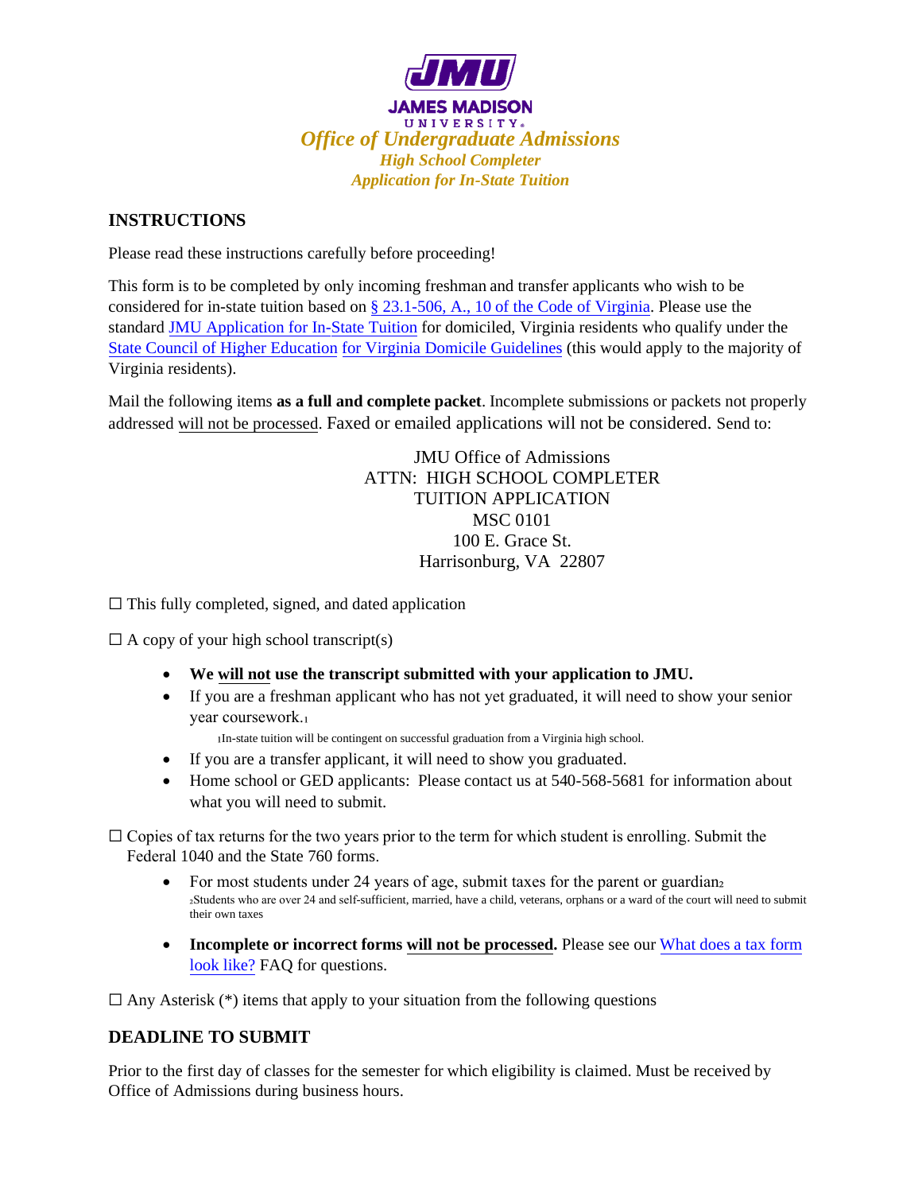**JMU**

**JAMES MADISON UNIVERSITY.**

***Office of Undergraduate Admissions***

***High School Completer***

***Application for In-State Tuition***

## INSTRUCTIONS

Please read these instructions carefully before proceeding!

This form is to be completed by only incoming freshman and transfer applicants who wish to be considered for in-state tuition based on § 23.1-506, A., 10 of the Code of Virginia. Please use the standard JMU Application for In-State Tuition for domiciled, Virginia residents who qualify under the State Council of Higher Education for Virginia Domicile Guidelines (this would apply to the majority of Virginia residents).

Mail the following items **as a full and complete packet**. Incomplete submissions or packets not properly addressed will not be processed. Faxed or emailed applications will not be considered. Send to:

JMU Office of Admissions
ATTN: HIGH SCHOOL COMPLETER
TUITION APPLICATION
MSC 0101
100 E. Grace St.
Harrisonburg, VA 22807

☐ This fully completed, signed, and dated application

☐ A copy of your high school transcript(s)

- **We will not use the transcript submitted with your application to JMU.**
- If you are a freshman applicant who has not yet graduated, it will need to show your senior year coursework.[1]

  [1] In-state tuition will be contingent on successful graduation from a Virginia high school.
- If you are a transfer applicant, it will need to show you graduated.
- Home school or GED applicants: Please contact us at 540-568-5681 for information about what you will need to submit.

☐ Copies of tax returns for the two years prior to the term for which student is enrolling. Submit the Federal 1040 and the State 760 forms.

- For most students under 24 years of age, submit taxes for the parent or guardian[2]

  [2] Students who are over 24 and self-sufficient, married, have a child, veterans, orphans or a ward of the court will need to submit their own taxes
- **Incomplete or incorrect forms will not be processed.** Please see our What does a tax form look like? FAQ for questions.

☐ Any Asterisk (*) items that apply to your situation from the following questions

## DEADLINE TO SUBMIT

Prior to the first day of classes for the semester for which eligibility is claimed. Must be received by Office of Admissions during business hours.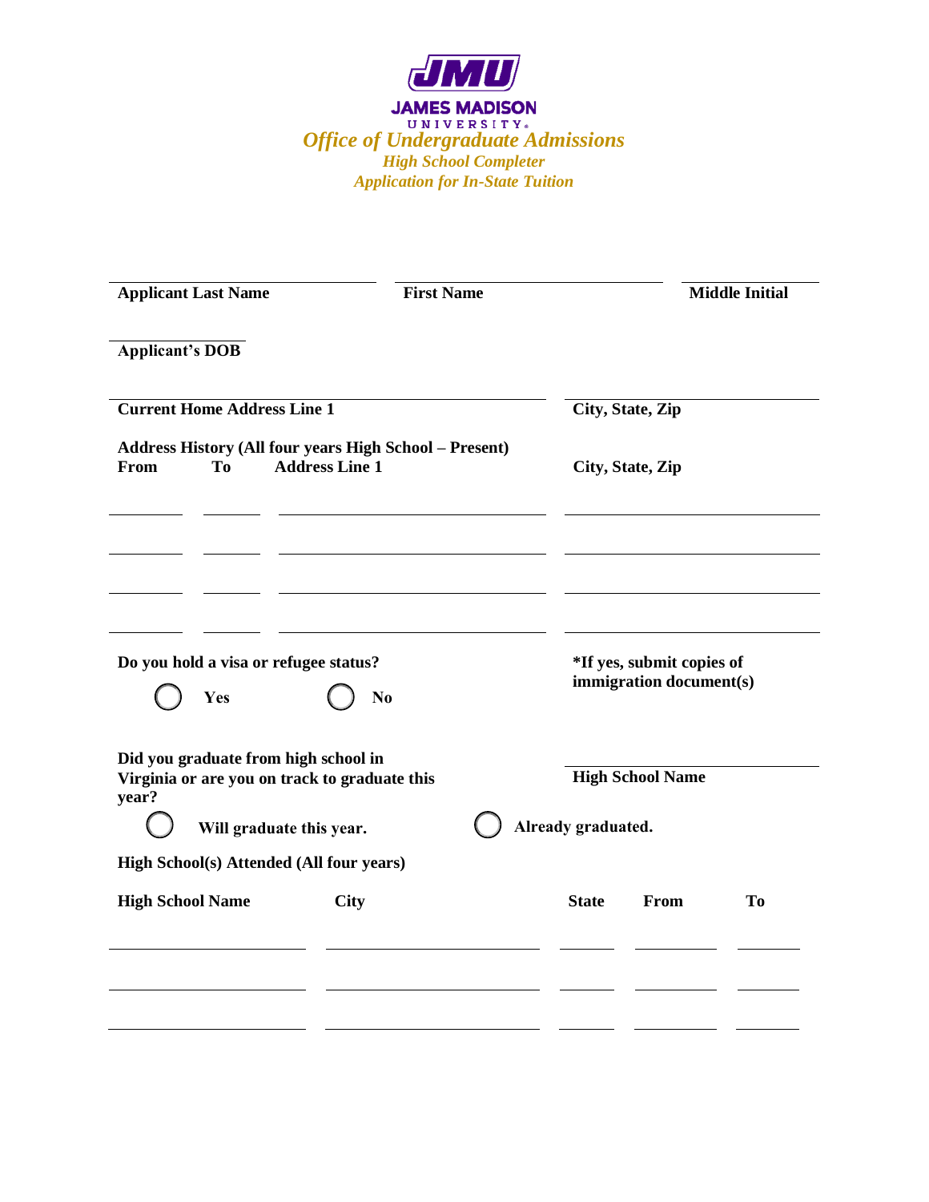**JAMES MADISON UNIVERSITY.**

*Office of Undergraduate Admissions*

*High School Completer*

*Application for In-State Tuition*

| | | |
|---|---|---|
| **Applicant Last Name** | **First Name** | **Middle Initial** |

**Applicant's DOB**

| | |
|---|---|
| **Current Home Address Line 1** | **City, State, Zip** |

**Address History (All four years High School – Present)**

| From | To | Address Line 1 | City, State, Zip |
|---|---|---|---|
| | | | |
| | | | |
| | | | |
| | | | |

**Do you hold a visa or refugee status?**

○ **Yes** ○ **No**

**\*If yes, submit copies of immigration document(s)**

**Did you graduate from high school in Virginia or are you on track to graduate this year?**

○ **Will graduate this year.** ○ **Already graduated.**

**High School Name**

**High School(s) Attended (All four years)**

| High School Name | City | State | From | To |
|---|---|---|---|---|
| | | | | |
| | | | | |
| | | | | |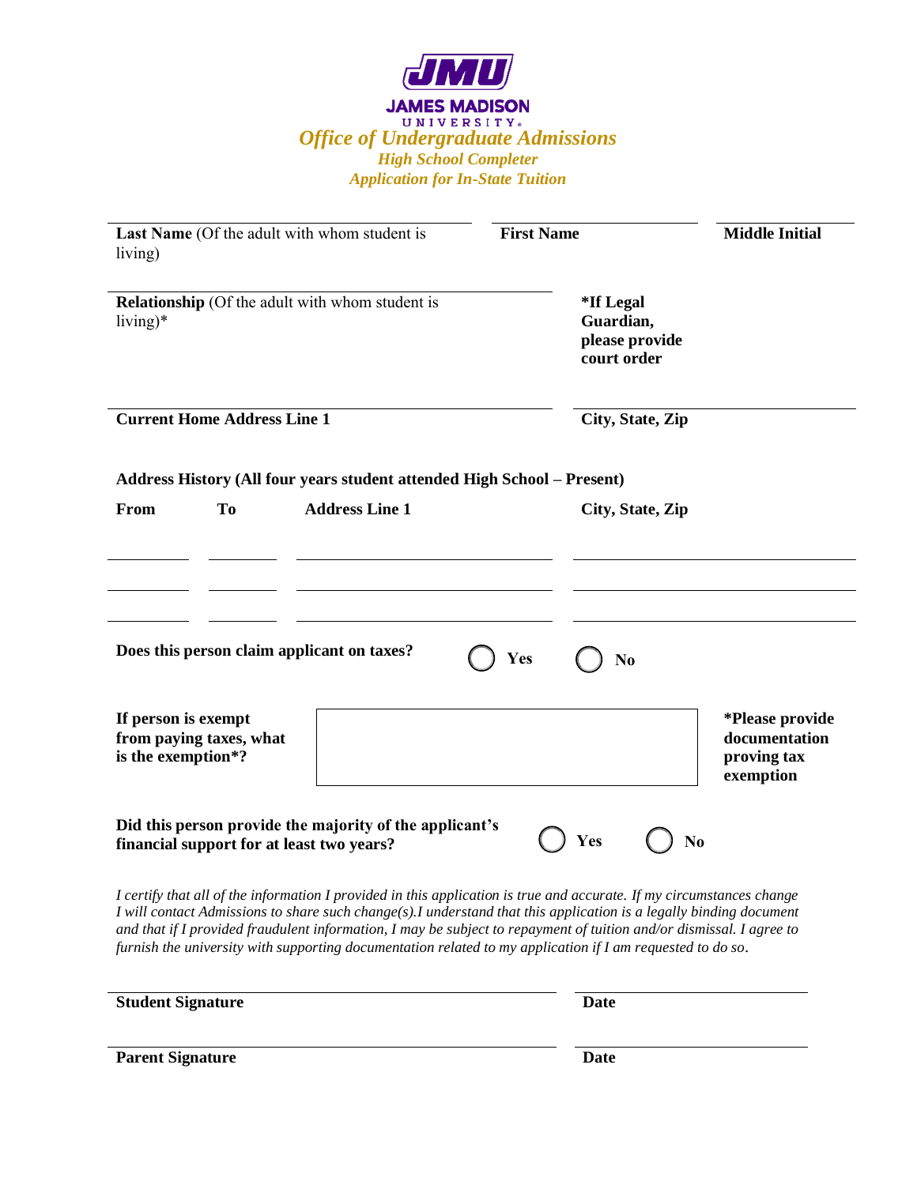**JMU**

**JAMES MADISON UNIVERSITY.**

## *Office of Undergraduate Admissions*

***High School Completer***

***Application for In-State Tuition***

**Last Name** (Of the adult with whom student is living) ______________________ **First Name** ______________________ **Middle Initial** ________

**Relationship** (Of the adult with whom student is living)* ______________________ ***If Legal Guardian, please provide court order**

**Current Home Address Line 1** ______________________ **City, State, Zip** ______________________

**Address History (All four years student attended High School – Present)**

| From | To | Address Line 1 | City, State, Zip |
| --- | --- | --- | --- |
| | | | |
| | | | |
| | | | |

**Does this person claim applicant on taxes?** ◯ **Yes** ◯ **No**

**If person is exempt from paying taxes, what is the exemption*?** ______________________ ***Please provide documentation proving tax exemption**

**Did this person provide the majority of the applicant's financial support for at least two years?** ◯ **Yes** ◯ **No**

*I certify that all of the information I provided in this application is true and accurate. If my circumstances change I will contact Admissions to share such change(s).I understand that this application is a legally binding document and that if I provided fraudulent information, I may be subject to repayment of tuition and/or dismissal. I agree to furnish the university with supporting documentation related to my application if I am requested to do so.*

**Student Signature** ______________________ **Date** ____________

**Parent Signature** ______________________ **Date** ____________